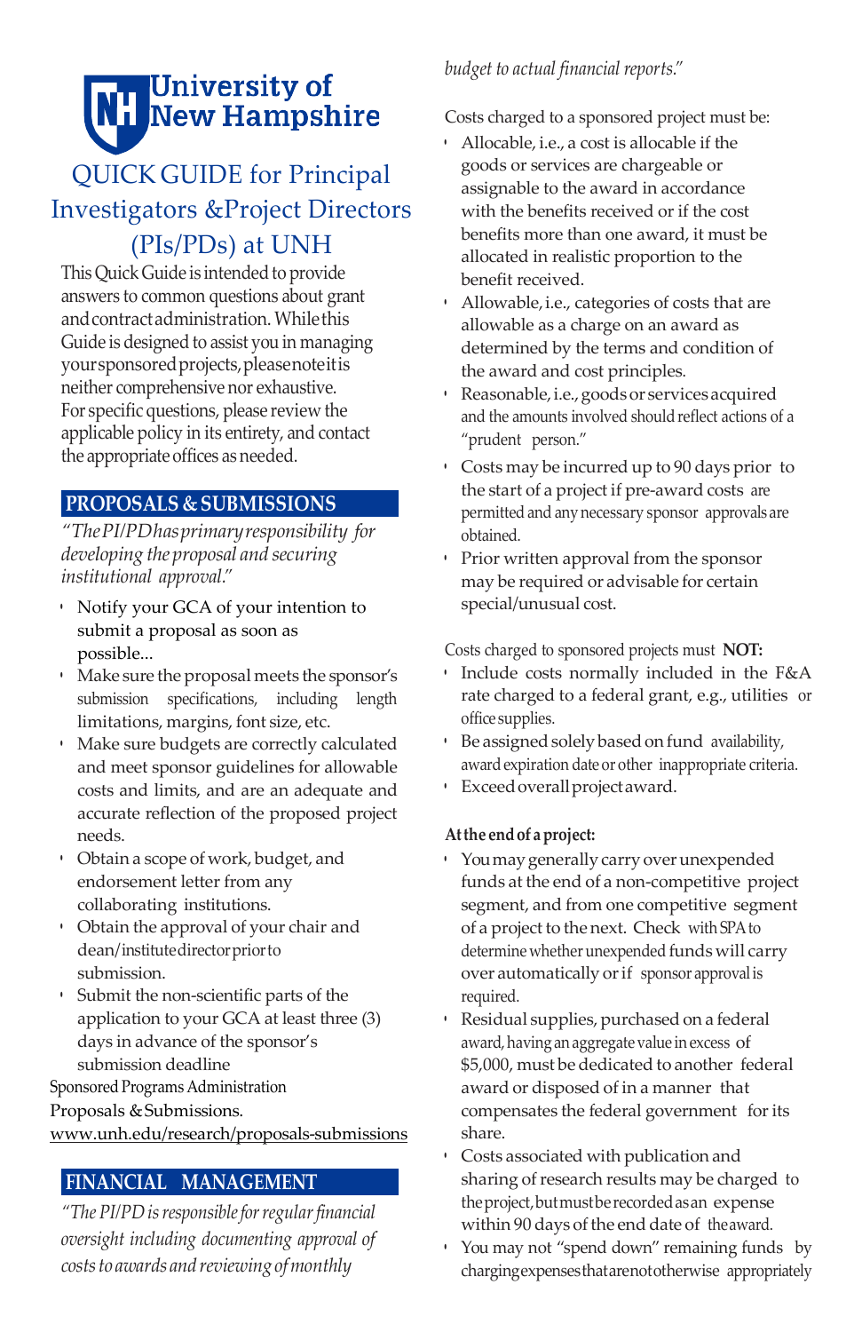University of New Hampshire

# QUICK GUIDE for Principal Investigators &Project Directors (PIs/PDs) at UNH

This Quick Guide is intended to provide answers to common questions about grant and contract administration. While this Guide is designed to assist you in managing your sponsored projects, please note it is neither comprehensive nor exhaustive. For specific questions, please review the applicable policy in its entirety, and contact the appropriate offices as needed.

## PROPOSALS & SUBMISSIONS

*"The PI/PD has primary responsibility for developing the proposal and securing institutional approval."*

- Notify your GCA of your intention to submit a proposal as soon as possible...
- Make sure the proposal meets the sponsor's submission specifications, including length limitations, margins, font size, etc.
- Make sure budgets are correctly calculated and meet sponsor guidelines for allowable costs and limits, and are an adequate and accurate reflection of the proposed project needs.
- Obtain a scope of work, budget, and endorsement letter from any collaborating institutions.
- Obtain the approval of your chair and dean/institute director prior to submission.
- Submit the non-scientific parts of the application to your GCA at least three (3) days in advance of the sponsor's submission deadline

Sponsored Programs Administration
Proposals & Submissions.
www.unh.edu/research/proposals-submissions

## FINANCIAL MANAGEMENT

*"The PI/PD is responsible for regular financial oversight including documenting approval of costs to awards and reviewing of monthly budget to actual financial reports."*

Costs charged to a sponsored project must be:

- Allocable, i.e., a cost is allocable if the goods or services are chargeable or assignable to the award in accordance with the benefits received or if the cost benefits more than one award, it must be allocated in realistic proportion to the benefit received.
- Allowable, i.e., categories of costs that are allowable as a charge on an award as determined by the terms and condition of the award and cost principles.
- Reasonable, i.e., goods or services acquired and the amounts involved should reflect actions of a "prudent person."
- Costs may be incurred up to 90 days prior to the start of a project if pre-award costs are permitted and any necessary sponsor approvals are obtained.
- Prior written approval from the sponsor may be required or advisable for certain special/unusual cost.

Costs charged to sponsored projects must **NOT:**

- Include costs normally included in the F&A rate charged to a federal grant, e.g., utilities or office supplies.
- Be assigned solely based on fund availability, award expiration date or other inappropriate criteria.
- Exceed overall project award.

**At the end of a project:**

- You may generally carry over unexpended funds at the end of a non-competitive project segment, and from one competitive segment of a project to the next. Check with SPA to determine whether unexpended funds will carry over automatically or if sponsor approval is required.
- Residual supplies, purchased on a federal award, having an aggregate value in excess of $5,000, must be dedicated to another federal award or disposed of in a manner that compensates the federal government for its share.
- Costs associated with publication and sharing of research results may be charged to the project, but must be recorded as an expense within 90 days of the end date of the award.
- You may not "spend down" remaining funds by charging expenses that are not otherwise appropriately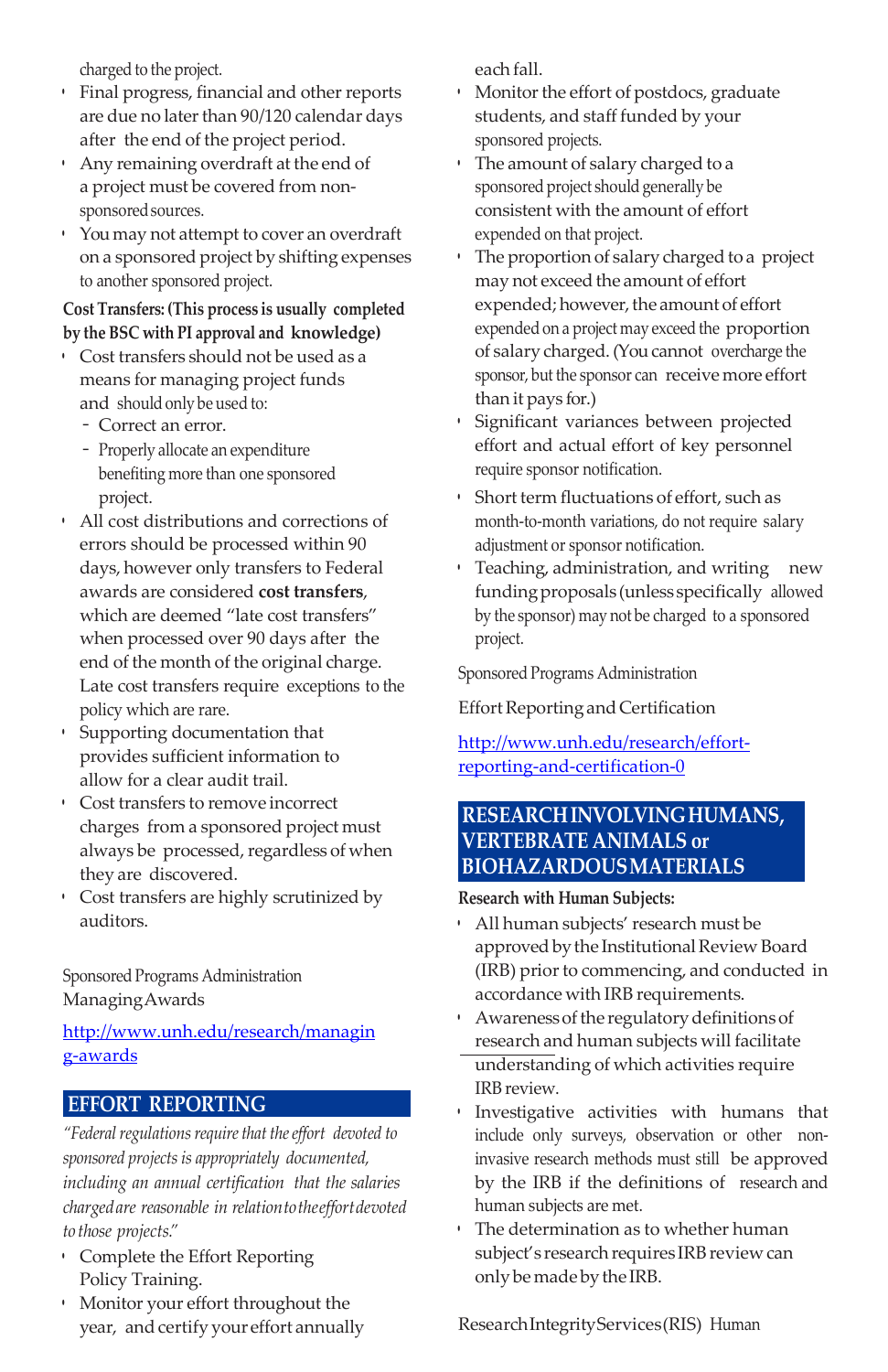charged to the project.

- Final progress, financial and other reports are due no later than 90/120 calendar days after the end of the project period.
- Any remaining overdraft at the end of a project must be covered from non-sponsored sources.
- You may not attempt to cover an overdraft on a sponsored project by shifting expenses to another sponsored project.

**Cost Transfers: (This process is usually completed by the BSC with PI approval and knowledge)**

- Cost transfers should not be used as a means for managing project funds and should only be used to:
  - Correct an error.
  - Properly allocate an expenditure benefiting more than one sponsored project.
- All cost distributions and corrections of errors should be processed within 90 days, however only transfers to Federal awards are considered **cost transfers**, which are deemed "late cost transfers" when processed over 90 days after the end of the month of the original charge. Late cost transfers require exceptions to the policy which are rare.
- Supporting documentation that provides sufficient information to allow for a clear audit trail.
- Cost transfers to remove incorrect charges from a sponsored project must always be processed, regardless of when they are discovered.
- Cost transfers are highly scrutinized by auditors.

Sponsored Programs Administration
Managing Awards

http://www.unh.edu/research/managing-awards

## EFFORT REPORTING

*"Federal regulations require that the effort devoted to sponsored projects is appropriately documented, including an annual certification that the salaries charged are reasonable in relation to the effort devoted to those projects."*

- Complete the Effort Reporting Policy Training.
- Monitor your effort throughout the year, and certify your effort annually each fall.
- Monitor the effort of postdocs, graduate students, and staff funded by your sponsored projects.
- The amount of salary charged to a sponsored project should generally be consistent with the amount of effort expended on that project.
- The proportion of salary charged to a project may not exceed the amount of effort expended; however, the amount of effort expended on a project may exceed the proportion of salary charged. (You cannot overcharge the sponsor, but the sponsor can receive more effort than it pays for.)
- Significant variances between projected effort and actual effort of key personnel require sponsor notification.
- Short term fluctuations of effort, such as month-to-month variations, do not require salary adjustment or sponsor notification.
- Teaching, administration, and writing new funding proposals (unless specifically allowed by the sponsor) may not be charged to a sponsored project.

Sponsored Programs Administration

Effort Reporting and Certification

http://www.unh.edu/research/effort-reporting-and-certification-0

## RESEARCH INVOLVING HUMANS, VERTEBRATE ANIMALS or BIOHAZARDOUS MATERIALS

**Research with Human Subjects:**

- All human subjects' research must be approved by the Institutional Review Board (IRB) prior to commencing, and conducted in accordance with IRB requirements.
- Awareness of the regulatory definitions of research and human subjects will facilitate understanding of which activities require IRB review.
- Investigative activities with humans that include only surveys, observation or other non-invasive research methods must still be approved by the IRB if the definitions of research and human subjects are met.
- The determination as to whether human subject's research requires IRB review can only be made by the IRB.

Research Integrity Services (RIS) Human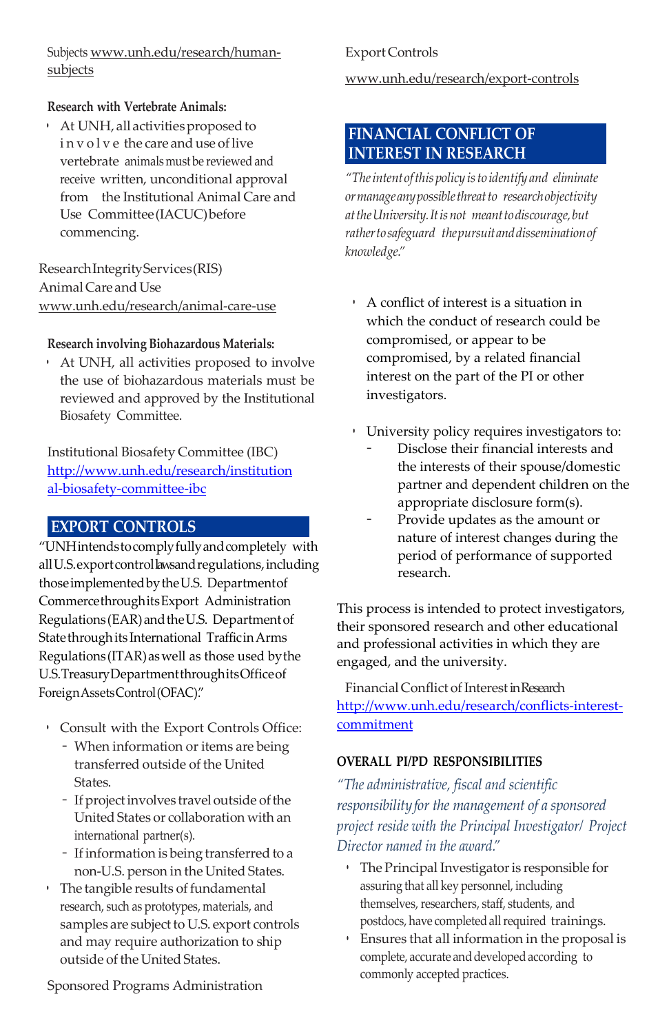Subjects www.unh.edu/research/human-subjects

**Research with Vertebrate Animals:**

- At UNH, all activities proposed to involve the care and use of live vertebrate animals must be reviewed and receive written, unconditional approval from the Institutional Animal Care and Use Committee (IACUC) before commencing.

Research Integrity Services (RIS)
Animal Care and Use
www.unh.edu/research/animal-care-use

**Research involving Biohazardous Materials:**

- At UNH, all activities proposed to involve the use of biohazardous materials must be reviewed and approved by the Institutional Biosafety Committee.

Institutional Biosafety Committee (IBC)
http://www.unh.edu/research/institutional-biosafety-committee-ibc

## EXPORT CONTROLS

"UNH intends to comply fully and completely with all U.S. export control laws and regulations, including those implemented by the U.S. Department of Commerce through its Export Administration Regulations (EAR) and the U.S. Department of State through its International Traffic in Arms Regulations (ITAR) as well as those used by the U.S. Treasury Department through its Office of Foreign Assets Control (OFAC)."

- Consult with the Export Controls Office:
  - When information or items are being transferred outside of the United States.
  - If project involves travel outside of the United States or collaboration with an international partner(s).
  - If information is being transferred to a non-U.S. person in the United States.
- The tangible results of fundamental research, such as prototypes, materials, and samples are subject to U.S. export controls and may require authorization to ship outside of the United States.

Sponsored Programs Administration
Export Controls
www.unh.edu/research/export-controls

## FINANCIAL CONFLICT OF INTEREST IN RESEARCH

*"The intent of this policy is to identify and eliminate or manage any possible threat to research objectivity at the University. It is not meant to discourage, but rather to safeguard the pursuit and dissemination of knowledge."*

- A conflict of interest is a situation in which the conduct of research could be compromised, or appear to be compromised, by a related financial interest on the part of the PI or other investigators.

- University policy requires investigators to:
  - Disclose their financial interests and the interests of their spouse/domestic partner and dependent children on the appropriate disclosure form(s).
  - Provide updates as the amount or nature of interest changes during the period of performance of supported research.

This process is intended to protect investigators, their sponsored research and other educational and professional activities in which they are engaged, and the university.

Financial Conflict of Interest in Research
http://www.unh.edu/research/conflicts-interest-commitment

**OVERALL PI/PD RESPONSIBILITIES**

*"The administrative, fiscal and scientific responsibility for the management of a sponsored project reside with the Principal Investigator/ Project Director named in the award."*

- The Principal Investigator is responsible for assuring that all key personnel, including themselves, researchers, staff, students, and postdocs, have completed all required trainings.
- Ensures that all information in the proposal is complete, accurate and developed according to commonly accepted practices.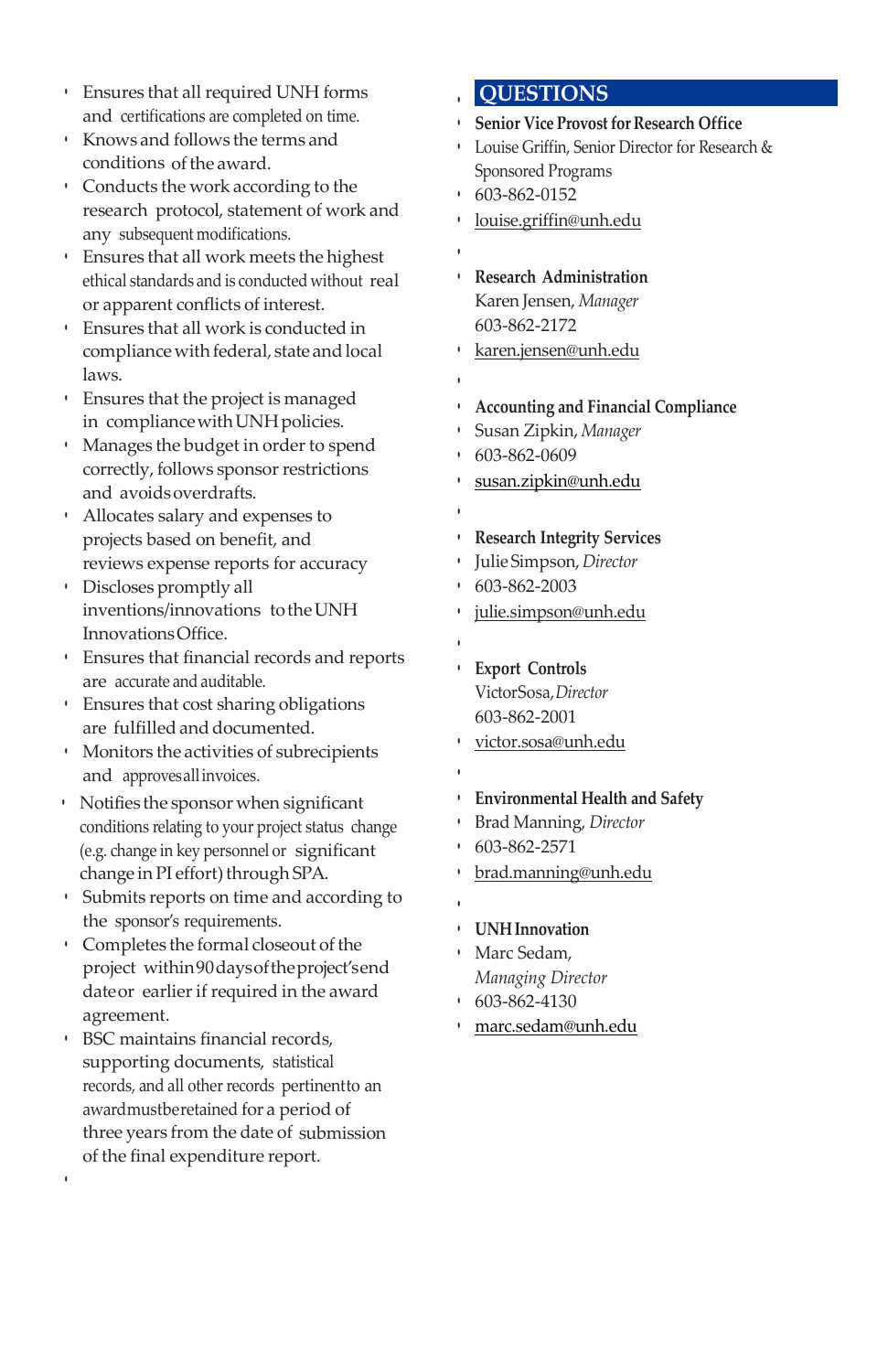- Ensures that all required UNH forms and certifications are completed on time.
- Knows and follows the terms and conditions of the award.
- Conducts the work according to the research protocol, statement of work and any subsequent modifications.
- Ensures that all work meets the highest ethical standards and is conducted without real or apparent conflicts of interest.
- Ensures that all work is conducted in compliance with federal, state and local laws.
- Ensures that the project is managed in compliance with UNH policies.
- Manages the budget in order to spend correctly, follows sponsor restrictions and avoids overdrafts.
- Allocates salary and expenses to projects based on benefit, and reviews expense reports for accuracy
- Discloses promptly all inventions/innovations to the UNH Innovations Office.
- Ensures that financial records and reports are accurate and auditable.
- Ensures that cost sharing obligations are fulfilled and documented.
- Monitors the activities of subrecipients and approves all invoices.
- Notifies the sponsor when significant conditions relating to your project status change (e.g. change in key personnel or significant change in PI effort) through SPA.
- Submits reports on time and according to the sponsor's requirements.
- Completes the formal closeout of the project within 90 days of the project's end date or earlier if required in the award agreement.
- BSC maintains financial records, supporting documents, statistical records, and all other records pertinent to an award must be retained for a period of three years from the date of submission of the final expenditure report.

## QUESTIONS

**Senior Vice Provost for Research Office**
Louise Griffin, Senior Director for Research & Sponsored Programs
603-862-0152
louise.griffin@unh.edu

**Research Administration**
Karen Jensen, *Manager*
603-862-2172
karen.jensen@unh.edu

**Accounting and Financial Compliance**
Susan Zipkin, *Manager*
603-862-0609
susan.zipkin@unh.edu

**Research Integrity Services**
Julie Simpson, *Director*
603-862-2003
julie.simpson@unh.edu

**Export Controls**
Victor Sosa, *Director*
603-862-2001
victor.sosa@unh.edu

**Environmental Health and Safety**
Brad Manning, *Director*
603-862-2571
brad.manning@unh.edu

**UNH Innovation**
Marc Sedam, *Managing Director*
603-862-4130
marc.sedam@unh.edu